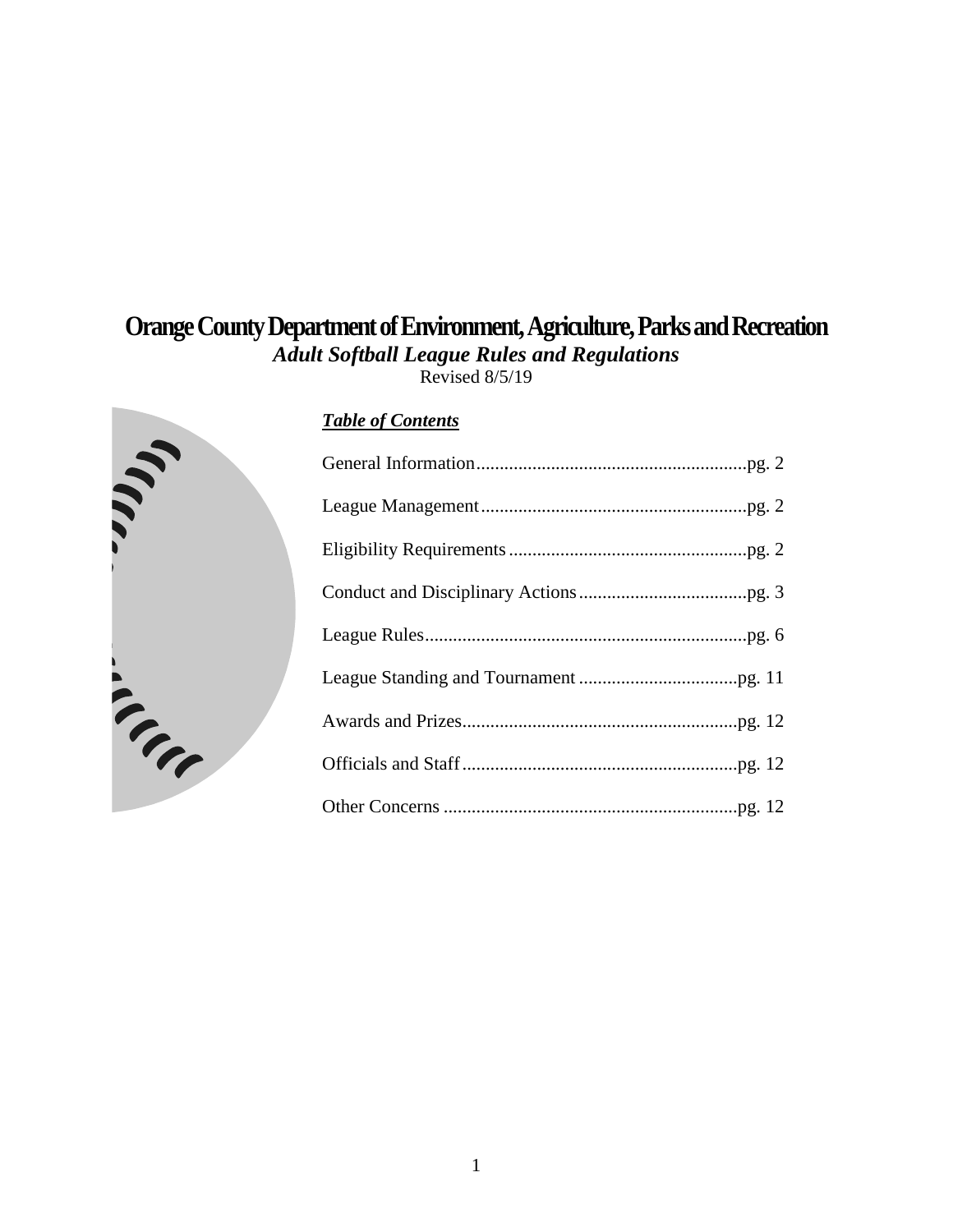# Orange County Department of Environment, Agriculture, Parks and Recreation

***Adult Softball League Rules and Regulations***

Revised 8/5/19

***Table of Contents***

| Section | Page |
| --- | --- |
| General Information | pg. 2 |
| League Management | pg. 2 |
| Eligibility Requirements | pg. 2 |
| Conduct and Disciplinary Actions | pg. 3 |
| League Rules | pg. 6 |
| League Standing and Tournament | pg. 11 |
| Awards and Prizes | pg. 12 |
| Officials and Staff | pg. 12 |
| Other Concerns | pg. 12 |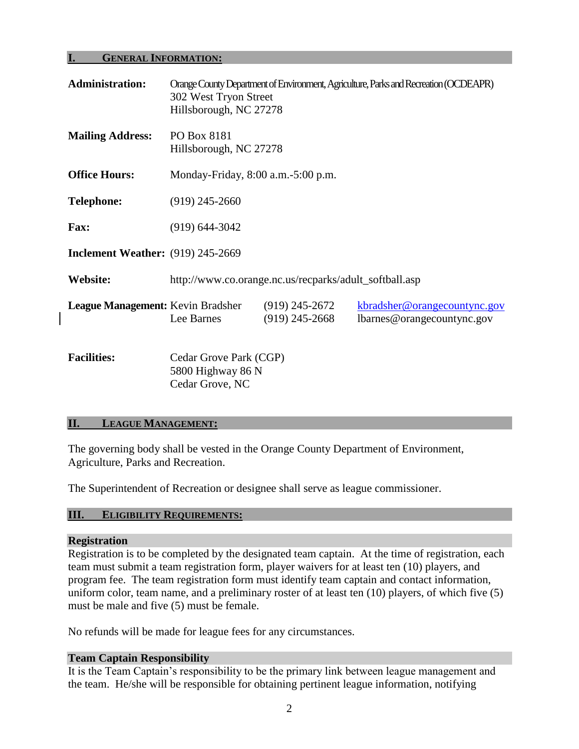## I. GENERAL INFORMATION:

**Administration:** Orange County Department of Environment, Agriculture, Parks and Recreation (OCDEAPR)
302 West Tryon Street
Hillsborough, NC 27278

**Mailing Address:** PO Box 8181
Hillsborough, NC 27278

**Office Hours:** Monday-Friday, 8:00 a.m.-5:00 p.m.

**Telephone:** (919) 245-2660

**Fax:** (919) 644-3042

**Inclement Weather:** (919) 245-2669

**Website:** http://www.co.orange.nc.us/recparks/adult_softball.asp

**League Management:**

| | | |
|---|---|---|
| Kevin Bradsher | (919) 245-2672 | kbradsher@orangecountync.gov |
| Lee Barnes | (919) 245-2668 | lbarnes@orangecountync.gov |

**Facilities:** Cedar Grove Park (CGP)
5800 Highway 86 N
Cedar Grove, NC

## II. LEAGUE MANAGEMENT:

The governing body shall be vested in the Orange County Department of Environment, Agriculture, Parks and Recreation.

The Superintendent of Recreation or designee shall serve as league commissioner.

## III. ELIGIBILITY REQUIREMENTS:

### Registration

Registration is to be completed by the designated team captain. At the time of registration, each team must submit a team registration form, player waivers for at least ten (10) players, and program fee. The team registration form must identify team captain and contact information, uniform color, team name, and a preliminary roster of at least ten (10) players, of which five (5) must be male and five (5) must be female.

No refunds will be made for league fees for any circumstances.

### Team Captain Responsibility

It is the Team Captain's responsibility to be the primary link between league management and the team. He/she will be responsible for obtaining pertinent league information, notifying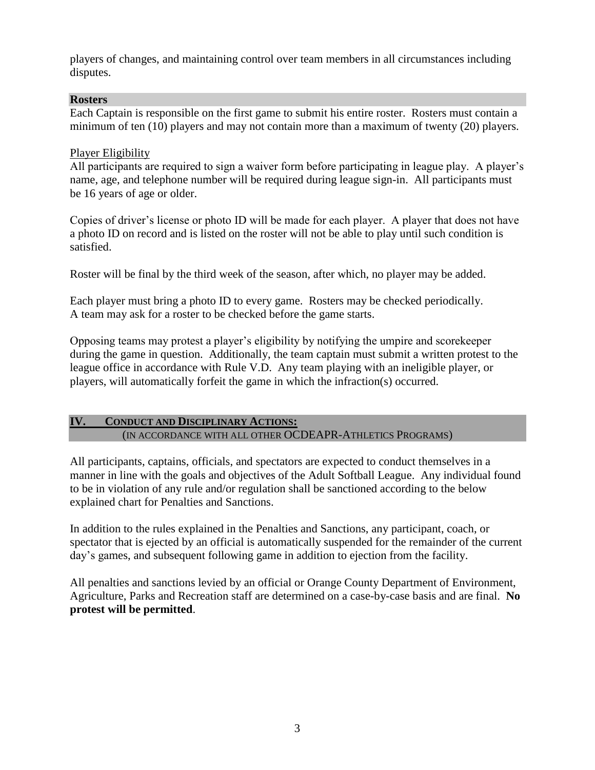players of changes, and maintaining control over team members in all circumstances including disputes.

### Rosters

Each Captain is responsible on the first game to submit his entire roster. Rosters must contain a minimum of ten (10) players and may not contain more than a maximum of twenty (20) players.

Player Eligibility

All participants are required to sign a waiver form before participating in league play. A player's name, age, and telephone number will be required during league sign-in. All participants must be 16 years of age or older.

Copies of driver's license or photo ID will be made for each player. A player that does not have a photo ID on record and is listed on the roster will not be able to play until such condition is satisfied.

Roster will be final by the third week of the season, after which, no player may be added.

Each player must bring a photo ID to every game. Rosters may be checked periodically. A team may ask for a roster to be checked before the game starts.

Opposing teams may protest a player's eligibility by notifying the umpire and scorekeeper during the game in question. Additionally, the team captain must submit a written protest to the league office in accordance with Rule V.D. Any team playing with an ineligible player, or players, will automatically forfeit the game in which the infraction(s) occurred.

## IV. CONDUCT AND DISCIPLINARY ACTIONS:

(IN ACCORDANCE WITH ALL OTHER OCDEAPR-ATHLETICS PROGRAMS)

All participants, captains, officials, and spectators are expected to conduct themselves in a manner in line with the goals and objectives of the Adult Softball League. Any individual found to be in violation of any rule and/or regulation shall be sanctioned according to the below explained chart for Penalties and Sanctions.

In addition to the rules explained in the Penalties and Sanctions, any participant, coach, or spectator that is ejected by an official is automatically suspended for the remainder of the current day's games, and subsequent following game in addition to ejection from the facility.

All penalties and sanctions levied by an official or Orange County Department of Environment, Agriculture, Parks and Recreation staff are determined on a case-by-case basis and are final. **No protest will be permitted**.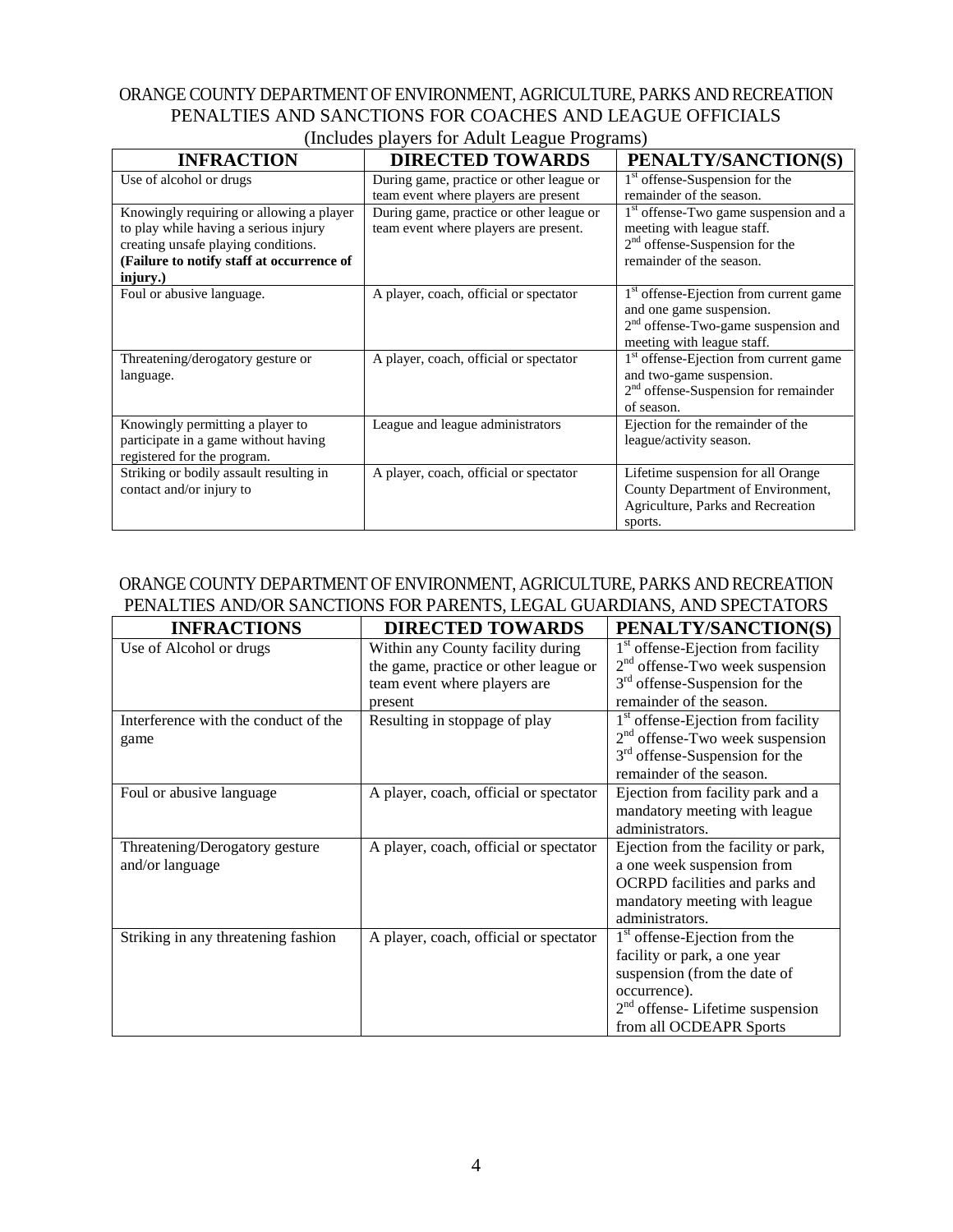## ORANGE COUNTY DEPARTMENT OF ENVIRONMENT, AGRICULTURE, PARKS AND RECREATION
## PENALTIES AND SANCTIONS FOR COACHES AND LEAGUE OFFICIALS

(Includes players for Adult League Programs)

| INFRACTION | DIRECTED TOWARDS | PENALTY/SANCTION(S) |
|---|---|---|
| Use of alcohol or drugs | During game, practice or other league or team event where players are present | 1st offense-Suspension for the remainder of the season. |
| Knowingly requiring or allowing a player to play while having a serious injury creating unsafe playing conditions. **(Failure to notify staff at occurrence of injury.)** | During game, practice or other league or team event where players are present. | 1st offense-Two game suspension and a meeting with league staff.<br>2nd offense-Suspension for the remainder of the season. |
| Foul or abusive language. | A player, coach, official or spectator | 1st offense-Ejection from current game and one game suspension.<br>2nd offense-Two-game suspension and meeting with league staff. |
| Threatening/derogatory gesture or language. | A player, coach, official or spectator | 1st offense-Ejection from current game and two-game suspension.<br>2nd offense-Suspension for remainder of season. |
| Knowingly permitting a player to participate in a game without having registered for the program. | League and league administrators | Ejection for the remainder of the league/activity season. |
| Striking or bodily assault resulting in contact and/or injury to | A player, coach, official or spectator | Lifetime suspension for all Orange County Department of Environment, Agriculture, Parks and Recreation sports. |

## ORANGE COUNTY DEPARTMENT OF ENVIRONMENT, AGRICULTURE, PARKS AND RECREATION
## PENALTIES AND/OR SANCTIONS FOR PARENTS, LEGAL GUARDIANS, AND SPECTATORS

| INFRACTIONS | DIRECTED TOWARDS | PENALTY/SANCTION(S) |
|---|---|---|
| Use of Alcohol or drugs | Within any County facility during the game, practice or other league or team event where players are present | 1st offense-Ejection from facility<br>2nd offense-Two week suspension<br>3rd offense-Suspension for the remainder of the season. |
| Interference with the conduct of the game | Resulting in stoppage of play | 1st offense-Ejection from facility<br>2nd offense-Two week suspension<br>3rd offense-Suspension for the remainder of the season. |
| Foul or abusive language | A player, coach, official or spectator | Ejection from facility park and a mandatory meeting with league administrators. |
| Threatening/Derogatory gesture and/or language | A player, coach, official or spectator | Ejection from the facility or park, a one week suspension from OCRPD facilities and parks and mandatory meeting with league administrators. |
| Striking in any threatening fashion | A player, coach, official or spectator | 1st offense-Ejection from the facility or park, a one year suspension (from the date of occurrence).<br>2nd offense- Lifetime suspension from all OCDEAPR Sports |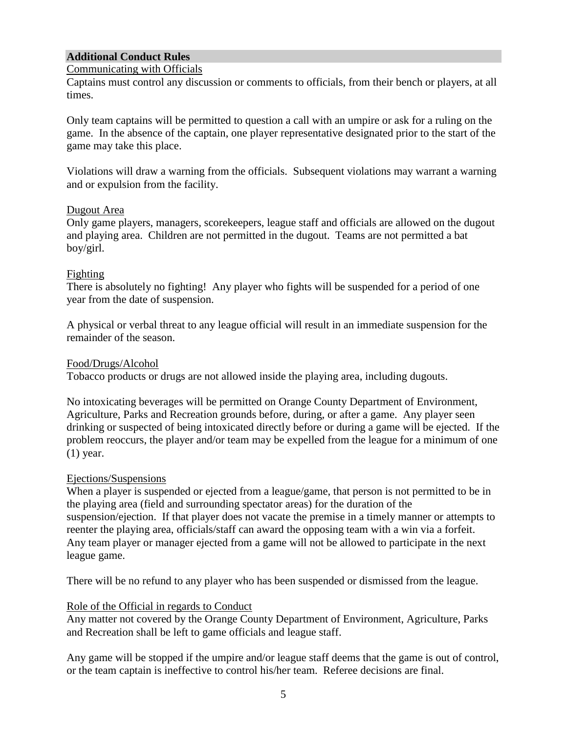## Additional Conduct Rules

Communicating with Officials

Captains must control any discussion or comments to officials, from their bench or players, at all times.

Only team captains will be permitted to question a call with an umpire or ask for a ruling on the game. In the absence of the captain, one player representative designated prior to the start of the game may take this place.

Violations will draw a warning from the officials. Subsequent violations may warrant a warning and or expulsion from the facility.

Dugout Area

Only game players, managers, scorekeepers, league staff and officials are allowed on the dugout and playing area. Children are not permitted in the dugout. Teams are not permitted a bat boy/girl.

Fighting

There is absolutely no fighting! Any player who fights will be suspended for a period of one year from the date of suspension.

A physical or verbal threat to any league official will result in an immediate suspension for the remainder of the season.

Food/Drugs/Alcohol

Tobacco products or drugs are not allowed inside the playing area, including dugouts.

No intoxicating beverages will be permitted on Orange County Department of Environment, Agriculture, Parks and Recreation grounds before, during, or after a game. Any player seen drinking or suspected of being intoxicated directly before or during a game will be ejected. If the problem reoccurs, the player and/or team may be expelled from the league for a minimum of one (1) year.

Ejections/Suspensions

When a player is suspended or ejected from a league/game, that person is not permitted to be in the playing area (field and surrounding spectator areas) for the duration of the suspension/ejection. If that player does not vacate the premise in a timely manner or attempts to reenter the playing area, officials/staff can award the opposing team with a win via a forfeit. Any team player or manager ejected from a game will not be allowed to participate in the next league game.

There will be no refund to any player who has been suspended or dismissed from the league.

Role of the Official in regards to Conduct

Any matter not covered by the Orange County Department of Environment, Agriculture, Parks and Recreation shall be left to game officials and league staff.

Any game will be stopped if the umpire and/or league staff deems that the game is out of control, or the team captain is ineffective to control his/her team. Referee decisions are final.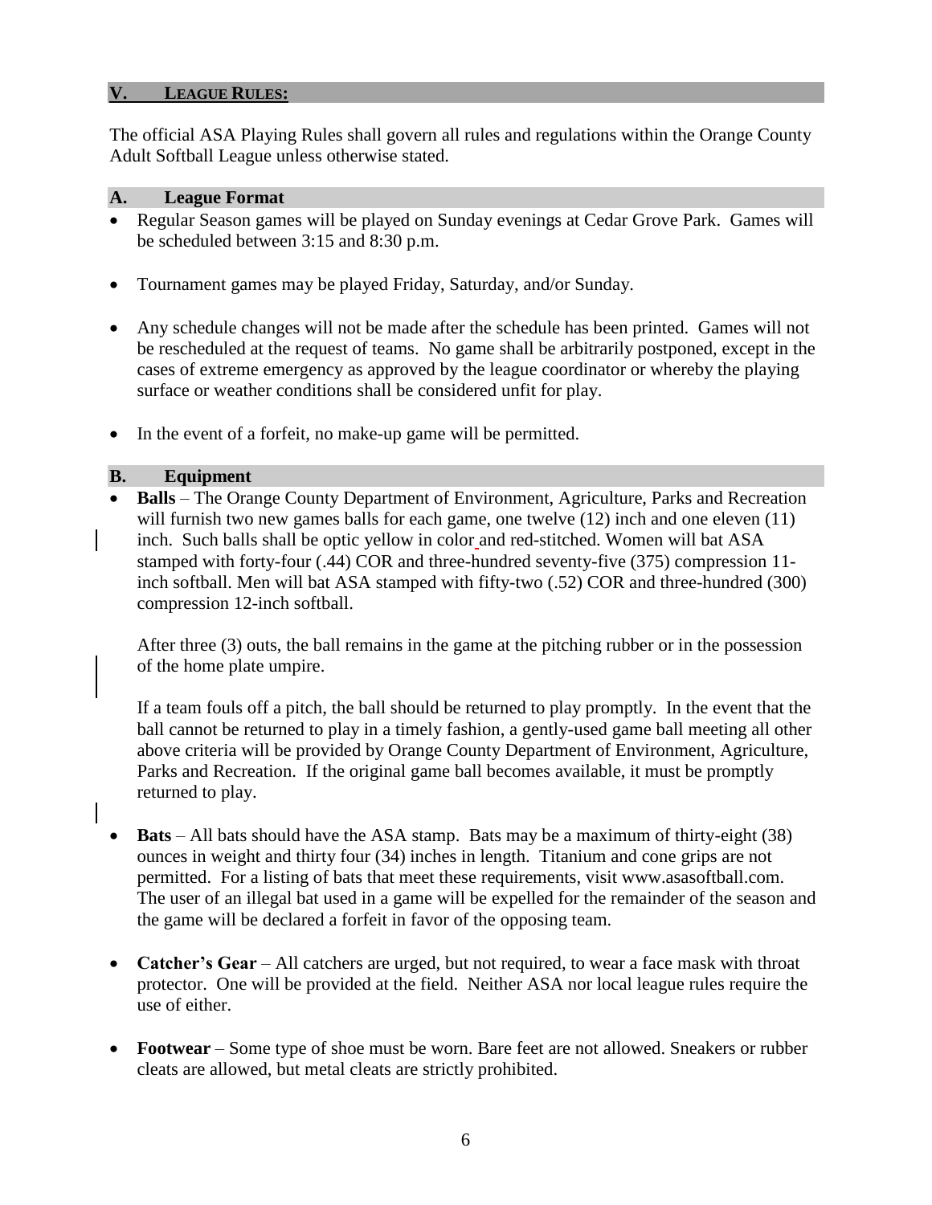## V. LEAGUE RULES:

The official ASA Playing Rules shall govern all rules and regulations within the Orange County Adult Softball League unless otherwise stated.

### A. League Format

- Regular Season games will be played on Sunday evenings at Cedar Grove Park. Games will be scheduled between 3:15 and 8:30 p.m.
- Tournament games may be played Friday, Saturday, and/or Sunday.
- Any schedule changes will not be made after the schedule has been printed. Games will not be rescheduled at the request of teams. No game shall be arbitrarily postponed, except in the cases of extreme emergency as approved by the league coordinator or whereby the playing surface or weather conditions shall be considered unfit for play.
- In the event of a forfeit, no make-up game will be permitted.

### B. Equipment

- **Balls** – The Orange County Department of Environment, Agriculture, Parks and Recreation will furnish two new games balls for each game, one twelve (12) inch and one eleven (11) inch. Such balls shall be optic yellow in color and red-stitched. Women will bat ASA stamped with forty-four (.44) COR and three-hundred seventy-five (375) compression 11-inch softball. Men will bat ASA stamped with fifty-two (.52) COR and three-hundred (300) compression 12-inch softball.

  After three (3) outs, the ball remains in the game at the pitching rubber or in the possession of the home plate umpire.

  If a team fouls off a pitch, the ball should be returned to play promptly. In the event that the ball cannot be returned to play in a timely fashion, a gently-used game ball meeting all other above criteria will be provided by Orange County Department of Environment, Agriculture, Parks and Recreation. If the original game ball becomes available, it must be promptly returned to play.

- **Bats** – All bats should have the ASA stamp. Bats may be a maximum of thirty-eight (38) ounces in weight and thirty four (34) inches in length. Titanium and cone grips are not permitted. For a listing of bats that meet these requirements, visit www.asasoftball.com. The user of an illegal bat used in a game will be expelled for the remainder of the season and the game will be declared a forfeit in favor of the opposing team.

- **Catcher's Gear** – All catchers are urged, but not required, to wear a face mask with throat protector. One will be provided at the field. Neither ASA nor local league rules require the use of either.

- **Footwear** – Some type of shoe must be worn. Bare feet are not allowed. Sneakers or rubber cleats are allowed, but metal cleats are strictly prohibited.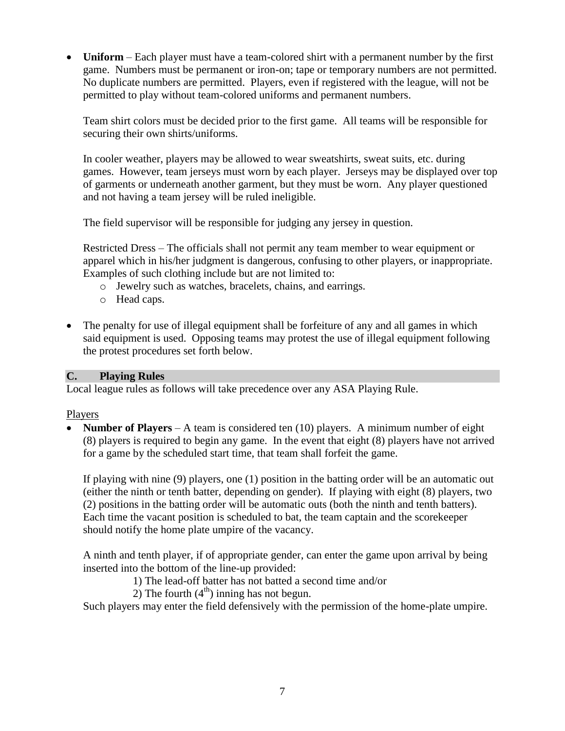- **Uniform** – Each player must have a team-colored shirt with a permanent number by the first game. Numbers must be permanent or iron-on; tape or temporary numbers are not permitted. No duplicate numbers are permitted. Players, even if registered with the league, will not be permitted to play without team-colored uniforms and permanent numbers.

  Team shirt colors must be decided prior to the first game. All teams will be responsible for securing their own shirts/uniforms.

  In cooler weather, players may be allowed to wear sweatshirts, sweat suits, etc. during games. However, team jerseys must worn by each player. Jerseys may be displayed over top of garments or underneath another garment, but they must be worn. Any player questioned and not having a team jersey will be ruled ineligible.

  The field supervisor will be responsible for judging any jersey in question.

  Restricted Dress – The officials shall not permit any team member to wear equipment or apparel which in his/her judgment is dangerous, confusing to other players, or inappropriate. Examples of such clothing include but are not limited to:
    - Jewelry such as watches, bracelets, chains, and earrings.
    - Head caps.

- The penalty for use of illegal equipment shall be forfeiture of any and all games in which said equipment is used. Opposing teams may protest the use of illegal equipment following the protest procedures set forth below.

## C. Playing Rules

Local league rules as follows will take precedence over any ASA Playing Rule.

Players

- **Number of Players** – A team is considered ten (10) players. A minimum number of eight (8) players is required to begin any game. In the event that eight (8) players have not arrived for a game by the scheduled start time, that team shall forfeit the game.

  If playing with nine (9) players, one (1) position in the batting order will be an automatic out (either the ninth or tenth batter, depending on gender). If playing with eight (8) players, two (2) positions in the batting order will be automatic outs (both the ninth and tenth batters). Each time the vacant position is scheduled to bat, the team captain and the scorekeeper should notify the home plate umpire of the vacancy.

  A ninth and tenth player, if of appropriate gender, can enter the game upon arrival by being inserted into the bottom of the line-up provided:

  1) The lead-off batter has not batted a second time and/or
  2) The fourth ($4^{th}$) inning has not begun.

  Such players may enter the field defensively with the permission of the home-plate umpire.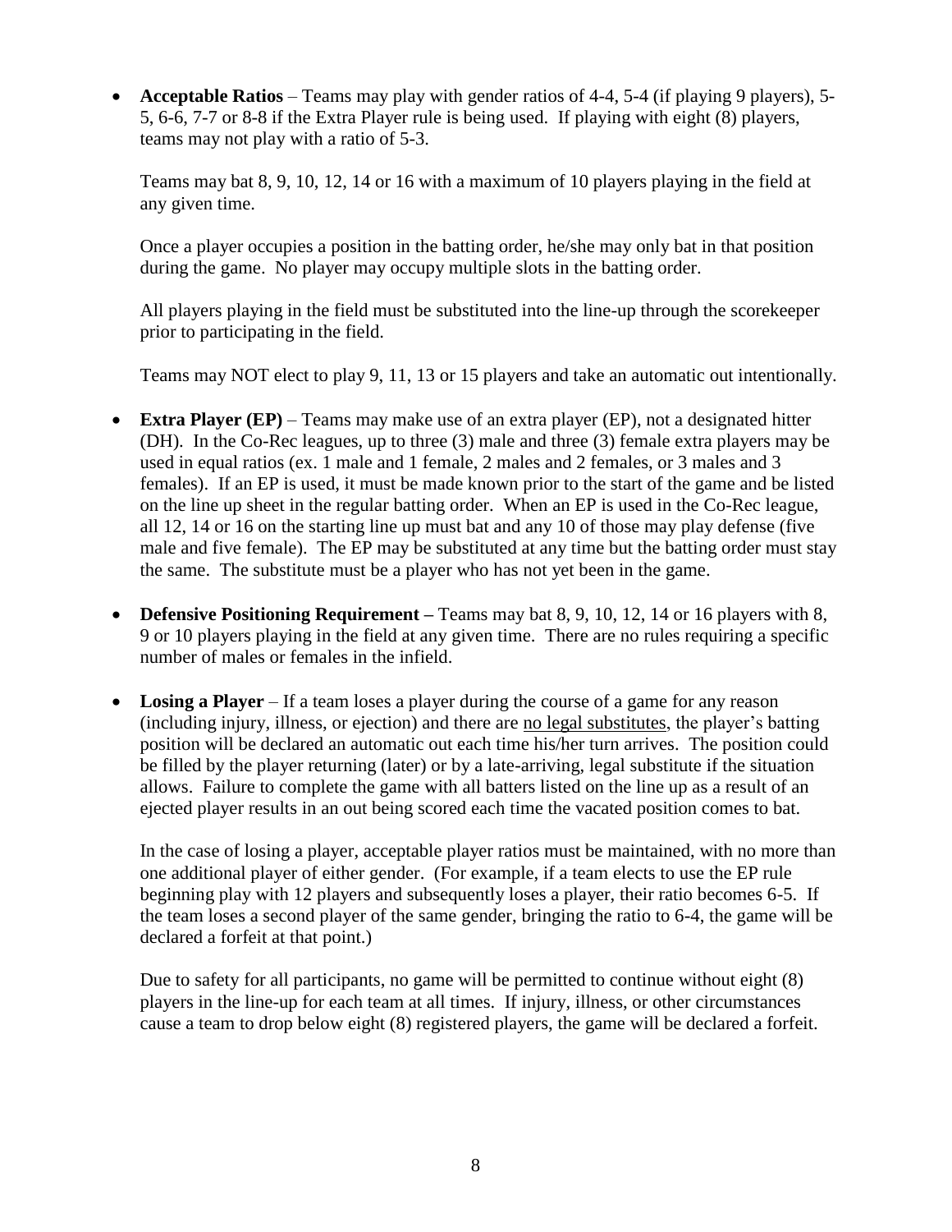- **Acceptable Ratios** – Teams may play with gender ratios of 4-4, 5-4 (if playing 9 players), 5-5, 6-6, 7-7 or 8-8 if the Extra Player rule is being used. If playing with eight (8) players, teams may not play with a ratio of 5-3.

  Teams may bat 8, 9, 10, 12, 14 or 16 with a maximum of 10 players playing in the field at any given time.

  Once a player occupies a position in the batting order, he/she may only bat in that position during the game. No player may occupy multiple slots in the batting order.

  All players playing in the field must be substituted into the line-up through the scorekeeper prior to participating in the field.

  Teams may NOT elect to play 9, 11, 13 or 15 players and take an automatic out intentionally.

- **Extra Player (EP)** – Teams may make use of an extra player (EP), not a designated hitter (DH). In the Co-Rec leagues, up to three (3) male and three (3) female extra players may be used in equal ratios (ex. 1 male and 1 female, 2 males and 2 females, or 3 males and 3 females). If an EP is used, it must be made known prior to the start of the game and be listed on the line up sheet in the regular batting order. When an EP is used in the Co-Rec league, all 12, 14 or 16 on the starting line up must bat and any 10 of those may play defense (five male and five female). The EP may be substituted at any time but the batting order must stay the same. The substitute must be a player who has not yet been in the game.

- **Defensive Positioning Requirement** – Teams may bat 8, 9, 10, 12, 14 or 16 players with 8, 9 or 10 players playing in the field at any given time. There are no rules requiring a specific number of males or females in the infield.

- **Losing a Player** – If a team loses a player during the course of a game for any reason (including injury, illness, or ejection) and there are no legal substitutes, the player's batting position will be declared an automatic out each time his/her turn arrives. The position could be filled by the player returning (later) or by a late-arriving, legal substitute if the situation allows. Failure to complete the game with all batters listed on the line up as a result of an ejected player results in an out being scored each time the vacated position comes to bat.

  In the case of losing a player, acceptable player ratios must be maintained, with no more than one additional player of either gender. (For example, if a team elects to use the EP rule beginning play with 12 players and subsequently loses a player, their ratio becomes 6-5. If the team loses a second player of the same gender, bringing the ratio to 6-4, the game will be declared a forfeit at that point.)

  Due to safety for all participants, no game will be permitted to continue without eight (8) players in the line-up for each team at all times. If injury, illness, or other circumstances cause a team to drop below eight (8) registered players, the game will be declared a forfeit.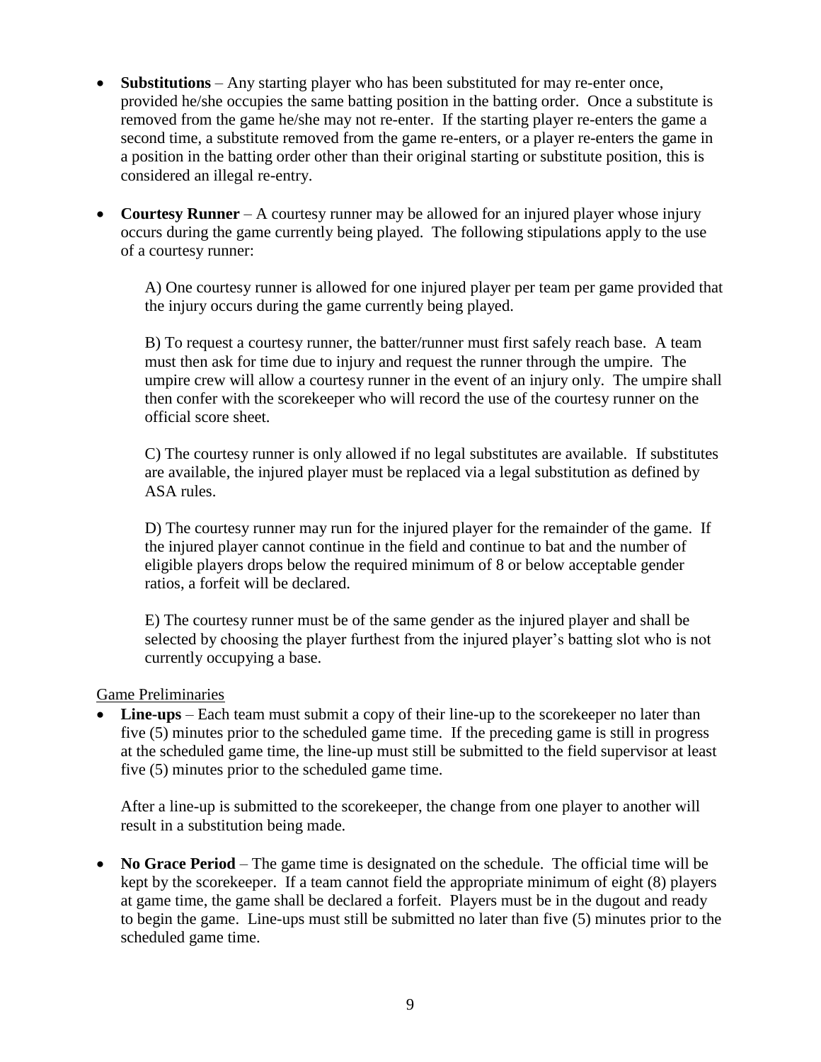- **Substitutions** – Any starting player who has been substituted for may re-enter once, provided he/she occupies the same batting position in the batting order. Once a substitute is removed from the game he/she may not re-enter. If the starting player re-enters the game a second time, a substitute removed from the game re-enters, or a player re-enters the game in a position in the batting order other than their original starting or substitute position, this is considered an illegal re-entry.

- **Courtesy Runner** – A courtesy runner may be allowed for an injured player whose injury occurs during the game currently being played. The following stipulations apply to the use of a courtesy runner:

  A) One courtesy runner is allowed for one injured player per team per game provided that the injury occurs during the game currently being played.

  B) To request a courtesy runner, the batter/runner must first safely reach base. A team must then ask for time due to injury and request the runner through the umpire. The umpire crew will allow a courtesy runner in the event of an injury only. The umpire shall then confer with the scorekeeper who will record the use of the courtesy runner on the official score sheet.

  C) The courtesy runner is only allowed if no legal substitutes are available. If substitutes are available, the injured player must be replaced via a legal substitution as defined by ASA rules.

  D) The courtesy runner may run for the injured player for the remainder of the game. If the injured player cannot continue in the field and continue to bat and the number of eligible players drops below the required minimum of 8 or below acceptable gender ratios, a forfeit will be declared.

  E) The courtesy runner must be of the same gender as the injured player and shall be selected by choosing the player furthest from the injured player's batting slot who is not currently occupying a base.

<u>Game Preliminaries</u>

- **Line-ups** – Each team must submit a copy of their line-up to the scorekeeper no later than five (5) minutes prior to the scheduled game time. If the preceding game is still in progress at the scheduled game time, the line-up must still be submitted to the field supervisor at least five (5) minutes prior to the scheduled game time.

  After a line-up is submitted to the scorekeeper, the change from one player to another will result in a substitution being made.

- **No Grace Period** – The game time is designated on the schedule. The official time will be kept by the scorekeeper. If a team cannot field the appropriate minimum of eight (8) players at game time, the game shall be declared a forfeit. Players must be in the dugout and ready to begin the game. Line-ups must still be submitted no later than five (5) minutes prior to the scheduled game time.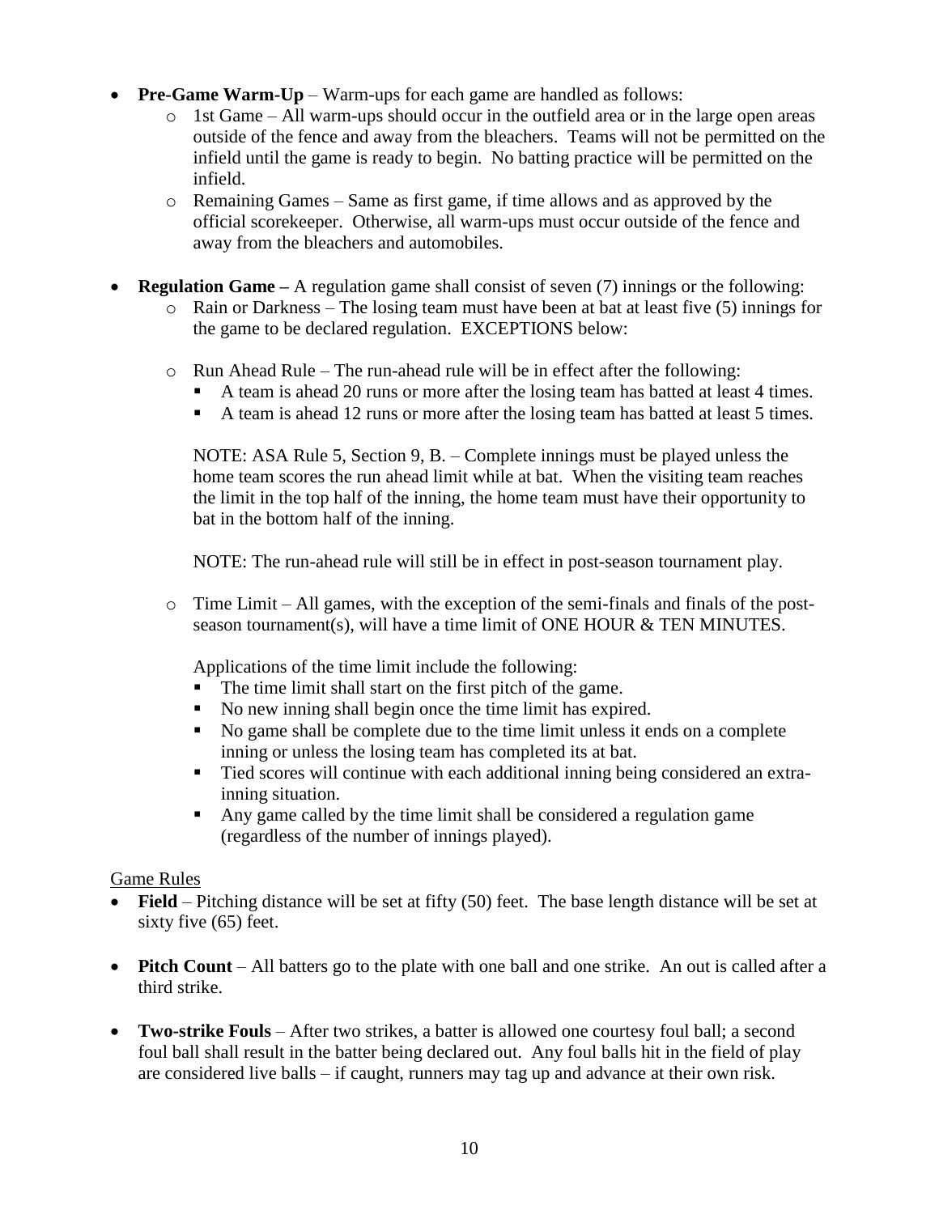- **Pre-Game Warm-Up** – Warm-ups for each game are handled as follows:
    - 1st Game – All warm-ups should occur in the outfield area or in the large open areas outside of the fence and away from the bleachers. Teams will not be permitted on the infield until the game is ready to begin. No batting practice will be permitted on the infield.
    - Remaining Games – Same as first game, if time allows and as approved by the official scorekeeper. Otherwise, all warm-ups must occur outside of the fence and away from the bleachers and automobiles.

- **Regulation Game –** A regulation game shall consist of seven (7) innings or the following:
    - Rain or Darkness – The losing team must have been at bat at least five (5) innings for the game to be declared regulation. EXCEPTIONS below:
    - Run Ahead Rule – The run-ahead rule will be in effect after the following:
        - A team is ahead 20 runs or more after the losing team has batted at least 4 times.
        - A team is ahead 12 runs or more after the losing team has batted at least 5 times.

      NOTE: ASA Rule 5, Section 9, B. – Complete innings must be played unless the home team scores the run ahead limit while at bat. When the visiting team reaches the limit in the top half of the inning, the home team must have their opportunity to bat in the bottom half of the inning.

      NOTE: The run-ahead rule will still be in effect in post-season tournament play.

    - Time Limit – All games, with the exception of the semi-finals and finals of the post-season tournament(s), will have a time limit of ONE HOUR & TEN MINUTES.

      Applications of the time limit include the following:
        - The time limit shall start on the first pitch of the game.
        - No new inning shall begin once the time limit has expired.
        - No game shall be complete due to the time limit unless it ends on a complete inning or unless the losing team has completed its at bat.
        - Tied scores will continue with each additional inning being considered an extra-inning situation.
        - Any game called by the time limit shall be considered a regulation game (regardless of the number of innings played).

<u>Game Rules</u>

- **Field** – Pitching distance will be set at fifty (50) feet. The base length distance will be set at sixty five (65) feet.

- **Pitch Count** – All batters go to the plate with one ball and one strike. An out is called after a third strike.

- **Two-strike Fouls** – After two strikes, a batter is allowed one courtesy foul ball; a second foul ball shall result in the batter being declared out. Any foul balls hit in the field of play are considered live balls – if caught, runners may tag up and advance at their own risk.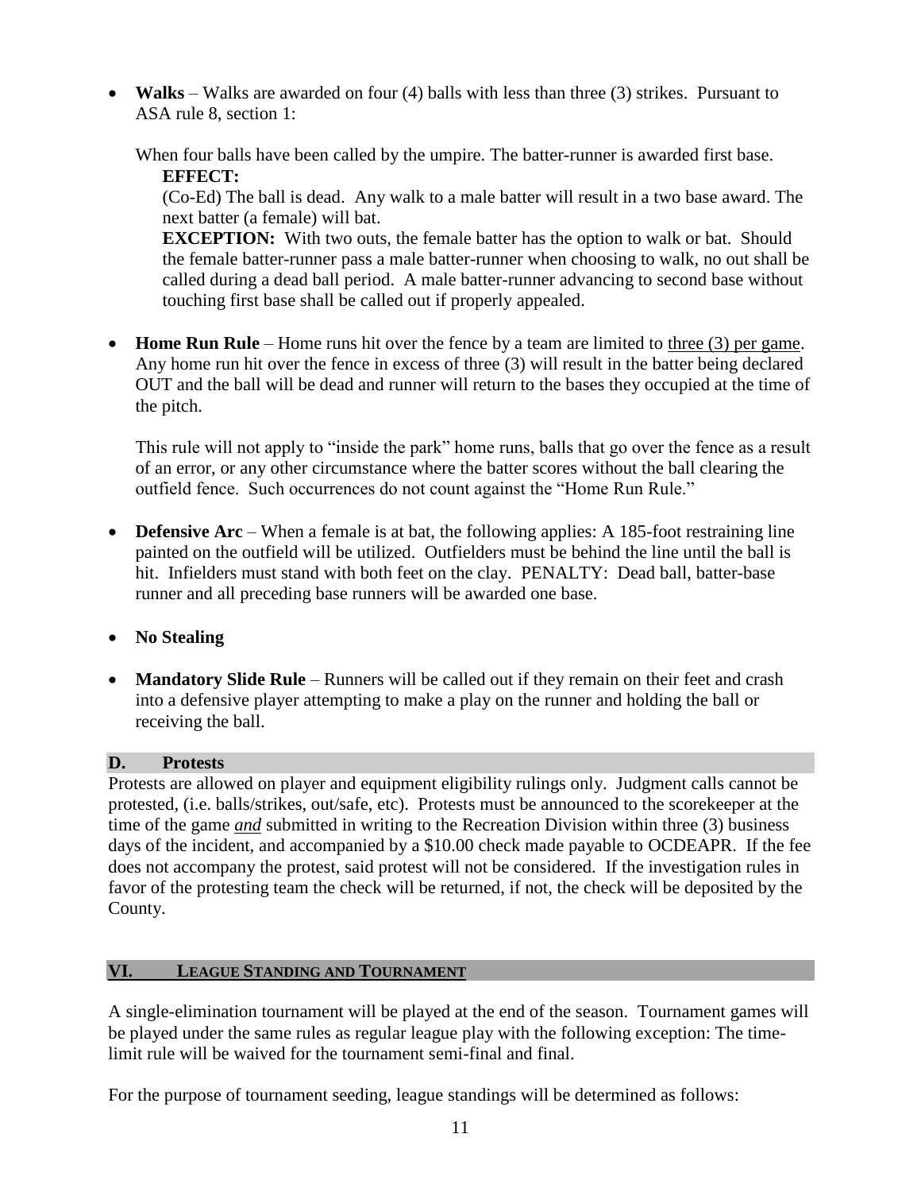- **Walks** – Walks are awarded on four (4) balls with less than three (3) strikes. Pursuant to ASA rule 8, section 1:

  When four balls have been called by the umpire. The batter-runner is awarded first base.

  **EFFECT:**

  (Co-Ed) The ball is dead. Any walk to a male batter will result in a two base award. The next batter (a female) will bat.

  **EXCEPTION:** With two outs, the female batter has the option to walk or bat. Should the female batter-runner pass a male batter-runner when choosing to walk, no out shall be called during a dead ball period. A male batter-runner advancing to second base without touching first base shall be called out if properly appealed.

- **Home Run Rule** – Home runs hit over the fence by a team are limited to <u>three (3) per game</u>. Any home run hit over the fence in excess of three (3) will result in the batter being declared OUT and the ball will be dead and runner will return to the bases they occupied at the time of the pitch.

  This rule will not apply to "inside the park" home runs, balls that go over the fence as a result of an error, or any other circumstance where the batter scores without the ball clearing the outfield fence. Such occurrences do not count against the "Home Run Rule."

- **Defensive Arc** – When a female is at bat, the following applies: A 185-foot restraining line painted on the outfield will be utilized. Outfielders must be behind the line until the ball is hit. Infielders must stand with both feet on the clay. PENALTY: Dead ball, batter-base runner and all preceding base runners will be awarded one base.

- **No Stealing**

- **Mandatory Slide Rule** – Runners will be called out if they remain on their feet and crash into a defensive player attempting to make a play on the runner and holding the ball or receiving the ball.

### D. Protests

Protests are allowed on player and equipment eligibility rulings only. Judgment calls cannot be protested, (i.e. balls/strikes, out/safe, etc). Protests must be announced to the scorekeeper at the time of the game ***and*** submitted in writing to the Recreation Division within three (3) business days of the incident, and accompanied by a $10.00 check made payable to OCDEAPR. If the fee does not accompany the protest, said protest will not be considered. If the investigation rules in favor of the protesting team the check will be returned, if not, the check will be deposited by the County.

## VI. LEAGUE STANDING AND TOURNAMENT

A single-elimination tournament will be played at the end of the season. Tournament games will be played under the same rules as regular league play with the following exception: The time-limit rule will be waived for the tournament semi-final and final.

For the purpose of tournament seeding, league standings will be determined as follows: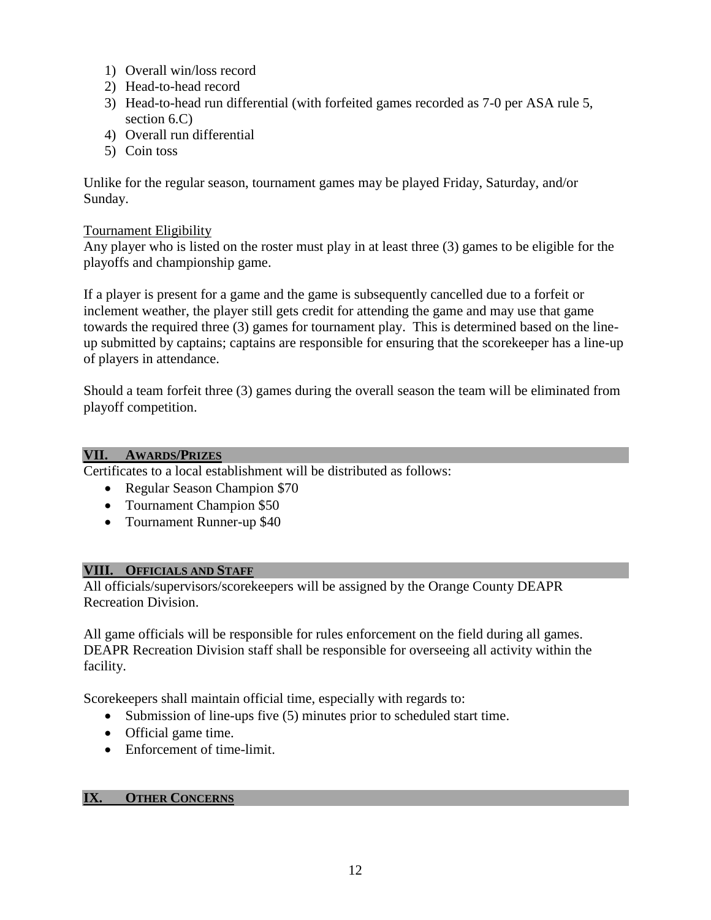1) Overall win/loss record
2) Head-to-head record
3) Head-to-head run differential (with forfeited games recorded as 7-0 per ASA rule 5, section 6.C)
4) Overall run differential
5) Coin toss

Unlike for the regular season, tournament games may be played Friday, Saturday, and/or Sunday.

Tournament Eligibility

Any player who is listed on the roster must play in at least three (3) games to be eligible for the playoffs and championship game.

If a player is present for a game and the game is subsequently cancelled due to a forfeit or inclement weather, the player still gets credit for attending the game and may use that game towards the required three (3) games for tournament play. This is determined based on the line-up submitted by captains; captains are responsible for ensuring that the scorekeeper has a line-up of players in attendance.

Should a team forfeit three (3) games during the overall season the team will be eliminated from playoff competition.

## VII. AWARDS/PRIZES

Certificates to a local establishment will be distributed as follows:

- Regular Season Champion $70
- Tournament Champion $50
- Tournament Runner-up $40

## VIII. OFFICIALS AND STAFF

All officials/supervisors/scorekeepers will be assigned by the Orange County DEAPR Recreation Division.

All game officials will be responsible for rules enforcement on the field during all games. DEAPR Recreation Division staff shall be responsible for overseeing all activity within the facility.

Scorekeepers shall maintain official time, especially with regards to:

- Submission of line-ups five (5) minutes prior to scheduled start time.
- Official game time.
- Enforcement of time-limit.

## IX. OTHER CONCERNS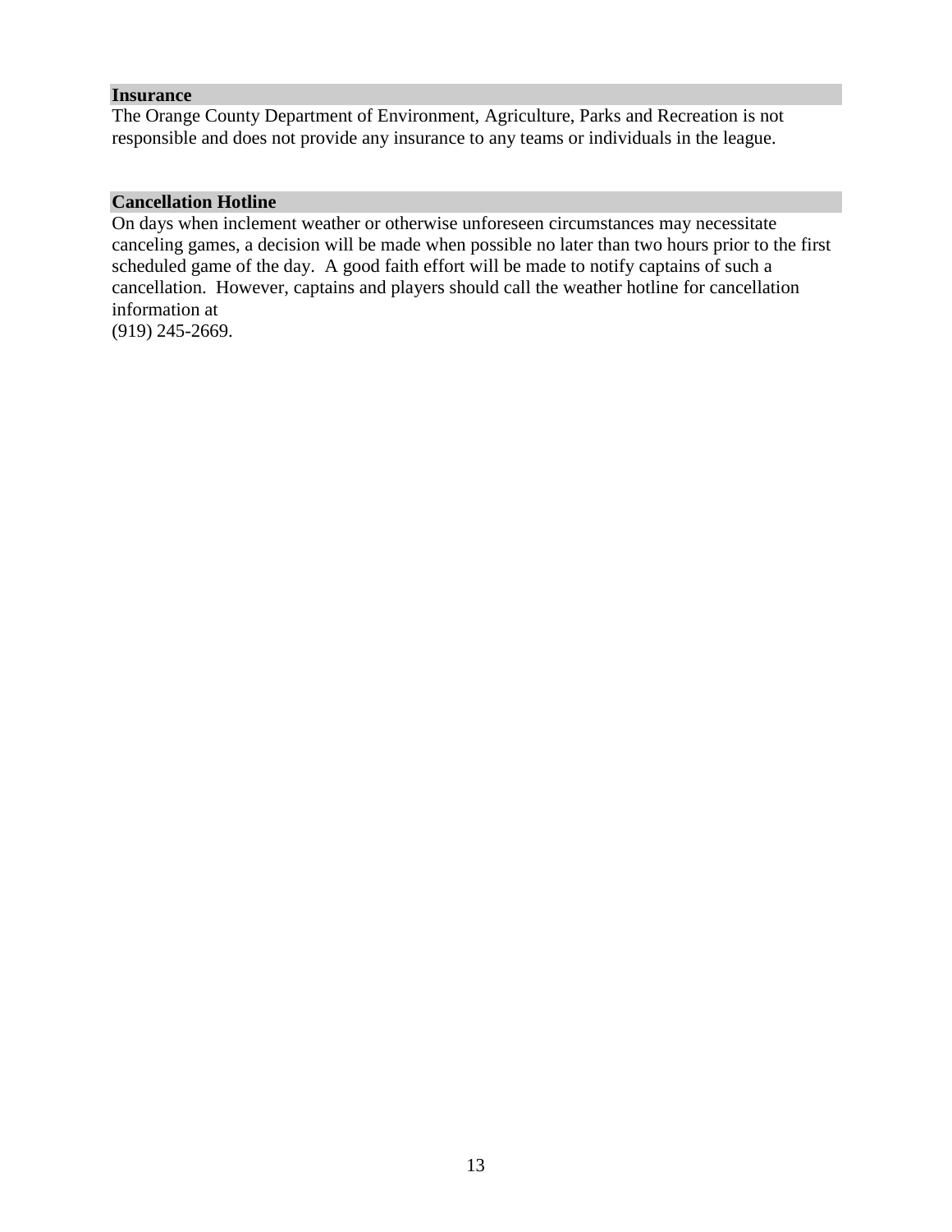## Insurance

The Orange County Department of Environment, Agriculture, Parks and Recreation is not responsible and does not provide any insurance to any teams or individuals in the league.

## Cancellation Hotline

On days when inclement weather or otherwise unforeseen circumstances may necessitate canceling games, a decision will be made when possible no later than two hours prior to the first scheduled game of the day. A good faith effort will be made to notify captains of such a cancellation. However, captains and players should call the weather hotline for cancellation information at
(919) 245-2669.